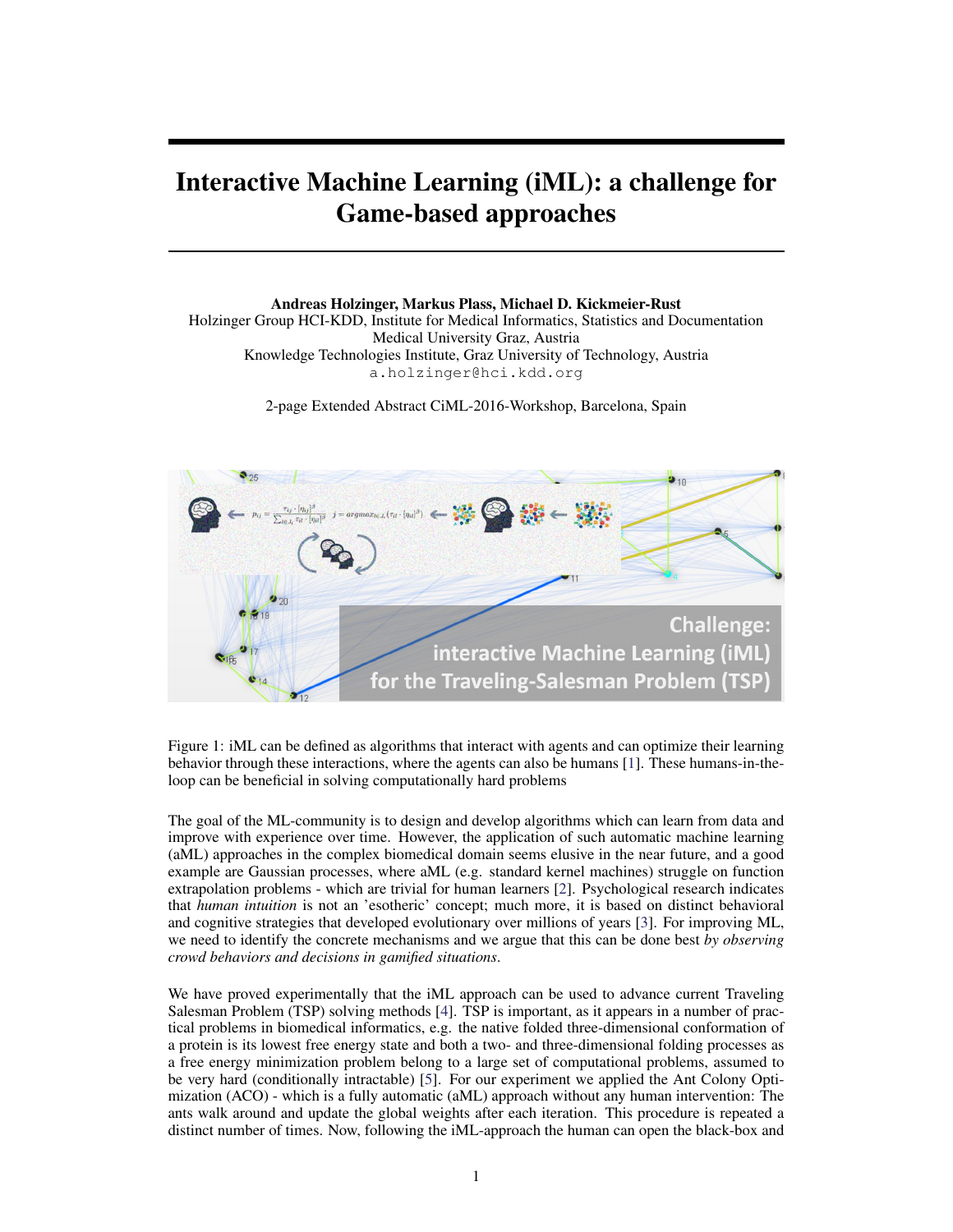# Interactive Machine Learning (iML): a challenge for Game-based approaches

**Andreas Holzinger, Markus Plass, Michael D. Kickmeier-Rust**
Holzinger Group HCI-KDD, Institute for Medical Informatics, Statistics and Documentation
Medical University Graz, Austria
Knowledge Technologies Institute, Graz University of Technology, Austria
`a.holzinger@hci.kdd.org`

2-page Extended Abstract CiML-2016-Workshop, Barcelona, Spain

Figure 1: iML can be defined as algorithms that interact with agents and can optimize their learning behavior through these interactions, where the agents can also be humans [1]. These humans-in-the-loop can be beneficial in solving computationally hard problems

The goal of the ML-community is to design and develop algorithms which can learn from data and improve with experience over time. However, the application of such automatic machine learning (aML) approaches in the complex biomedical domain seems elusive in the near future, and a good example are Gaussian processes, where aML (e.g. standard kernel machines) struggle on function extrapolation problems - which are trivial for human learners [2]. Psychological research indicates that *human intuition* is not an 'esotheric' concept; much more, it is based on distinct behavioral and cognitive strategies that developed evolutionary over millions of years [3]. For improving ML, we need to identify the concrete mechanisms and we argue that this can be done best *by observing crowd behaviors and decisions in gamified situations*.

We have proved experimentally that the iML approach can be used to advance current Traveling Salesman Problem (TSP) solving methods [4]. TSP is important, as it appears in a number of practical problems in biomedical informatics, e.g. the native folded three-dimensional conformation of a protein is its lowest free energy state and both a two- and three-dimensional folding processes as a free energy minimization problem belong to a large set of computational problems, assumed to be very hard (conditionally intractable) [5]. For our experiment we applied the Ant Colony Optimization (ACO) - which is a fully automatic (aML) approach without any human intervention: The ants walk around and update the global weights after each iteration. This procedure is repeated a distinct number of times. Now, following the iML-approach the human can open the black-box and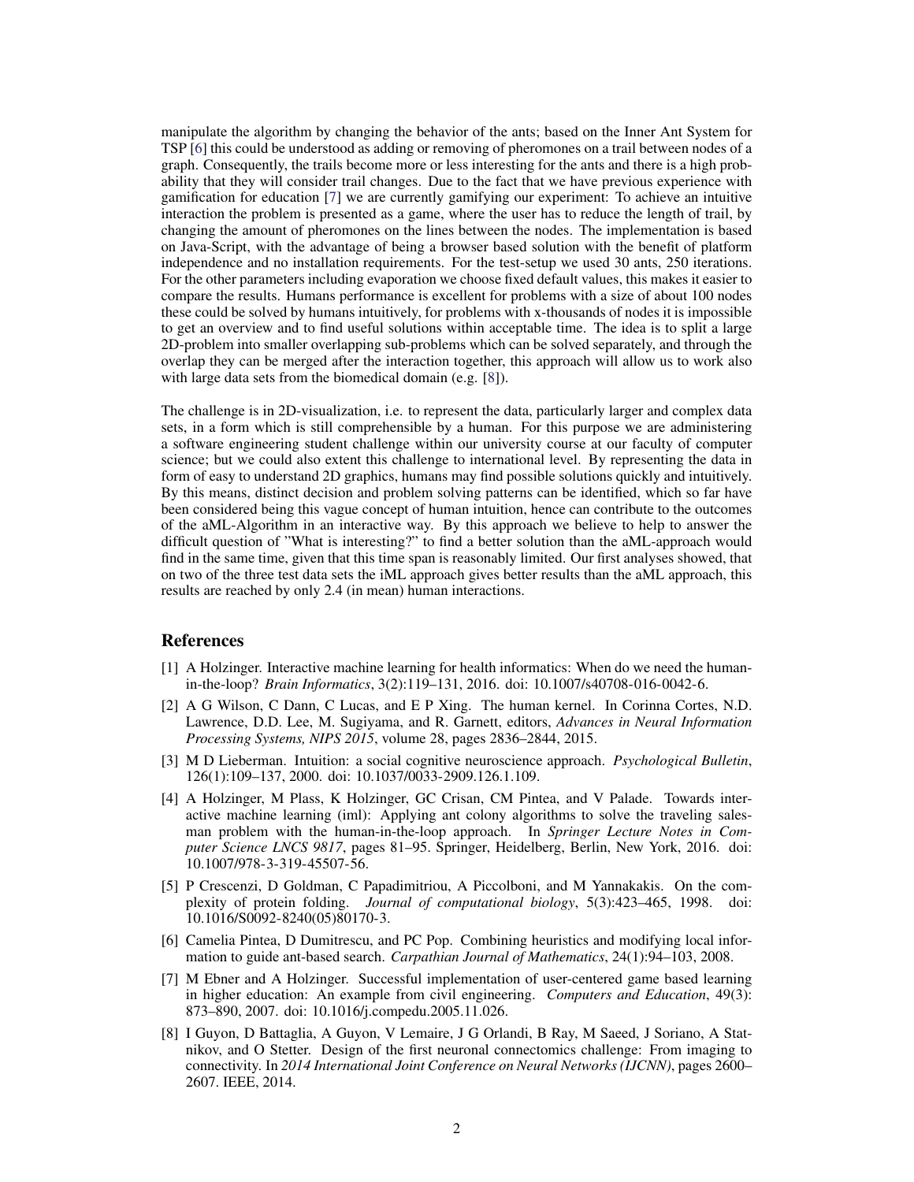manipulate the algorithm by changing the behavior of the ants; based on the Inner Ant System for TSP [6] this could be understood as adding or removing of pheromones on a trail between nodes of a graph. Consequently, the trails become more or less interesting for the ants and there is a high probability that they will consider trail changes. Due to the fact that we have previous experience with gamification for education [7] we are currently gamifying our experiment: To achieve an intuitive interaction the problem is presented as a game, where the user has to reduce the length of trail, by changing the amount of pheromones on the lines between the nodes. The implementation is based on Java-Script, with the advantage of being a browser based solution with the benefit of platform independence and no installation requirements. For the test-setup we used 30 ants, 250 iterations. For the other parameters including evaporation we choose fixed default values, this makes it easier to compare the results. Humans performance is excellent for problems with a size of about 100 nodes these could be solved by humans intuitively, for problems with x-thousands of nodes it is impossible to get an overview and to find useful solutions within acceptable time. The idea is to split a large 2D-problem into smaller overlapping sub-problems which can be solved separately, and through the overlap they can be merged after the interaction together, this approach will allow us to work also with large data sets from the biomedical domain (e.g. [8]).

The challenge is in 2D-visualization, i.e. to represent the data, particularly larger and complex data sets, in a form which is still comprehensible by a human. For this purpose we are administering a software engineering student challenge within our university course at our faculty of computer science; but we could also extent this challenge to international level. By representing the data in form of easy to understand 2D graphics, humans may find possible solutions quickly and intuitively. By this means, distinct decision and problem solving patterns can be identified, which so far have been considered being this vague concept of human intuition, hence can contribute to the outcomes of the aML-Algorithm in an interactive way. By this approach we believe to help to answer the difficult question of "What is interesting?" to find a better solution than the aML-approach would find in the same time, given that this time span is reasonably limited. Our first analyses showed, that on two of the three test data sets the iML approach gives better results than the aML approach, this results are reached by only 2.4 (in mean) human interactions.

## References

[1] A Holzinger. Interactive machine learning for health informatics: When do we need the human-in-the-loop? *Brain Informatics*, 3(2):119–131, 2016. doi: 10.1007/s40708-016-0042-6.

[2] A G Wilson, C Dann, C Lucas, and E P Xing. The human kernel. In Corinna Cortes, N.D. Lawrence, D.D. Lee, M. Sugiyama, and R. Garnett, editors, *Advances in Neural Information Processing Systems, NIPS 2015*, volume 28, pages 2836–2844, 2015.

[3] M D Lieberman. Intuition: a social cognitive neuroscience approach. *Psychological Bulletin*, 126(1):109–137, 2000. doi: 10.1037/0033-2909.126.1.109.

[4] A Holzinger, M Plass, K Holzinger, GC Crisan, CM Pintea, and V Palade. Towards interactive machine learning (iml): Applying ant colony algorithms to solve the traveling salesman problem with the human-in-the-loop approach. In *Springer Lecture Notes in Computer Science LNCS 9817*, pages 81–95. Springer, Heidelberg, Berlin, New York, 2016. doi: 10.1007/978-3-319-45507-56.

[5] P Crescenzi, D Goldman, C Papadimitriou, A Piccolboni, and M Yannakakis. On the complexity of protein folding. *Journal of computational biology*, 5(3):423–465, 1998. doi: 10.1016/S0092-8240(05)80170-3.

[6] Camelia Pintea, D Dumitrescu, and PC Pop. Combining heuristics and modifying local information to guide ant-based search. *Carpathian Journal of Mathematics*, 24(1):94–103, 2008.

[7] M Ebner and A Holzinger. Successful implementation of user-centered game based learning in higher education: An example from civil engineering. *Computers and Education*, 49(3): 873–890, 2007. doi: 10.1016/j.compedu.2005.11.026.

[8] I Guyon, D Battaglia, A Guyon, V Lemaire, J G Orlandi, B Ray, M Saeed, J Soriano, A Statnikov, and O Stetter. Design of the first neuronal connectomics challenge: From imaging to connectivity. In *2014 International Joint Conference on Neural Networks (IJCNN)*, pages 2600–2607. IEEE, 2014.